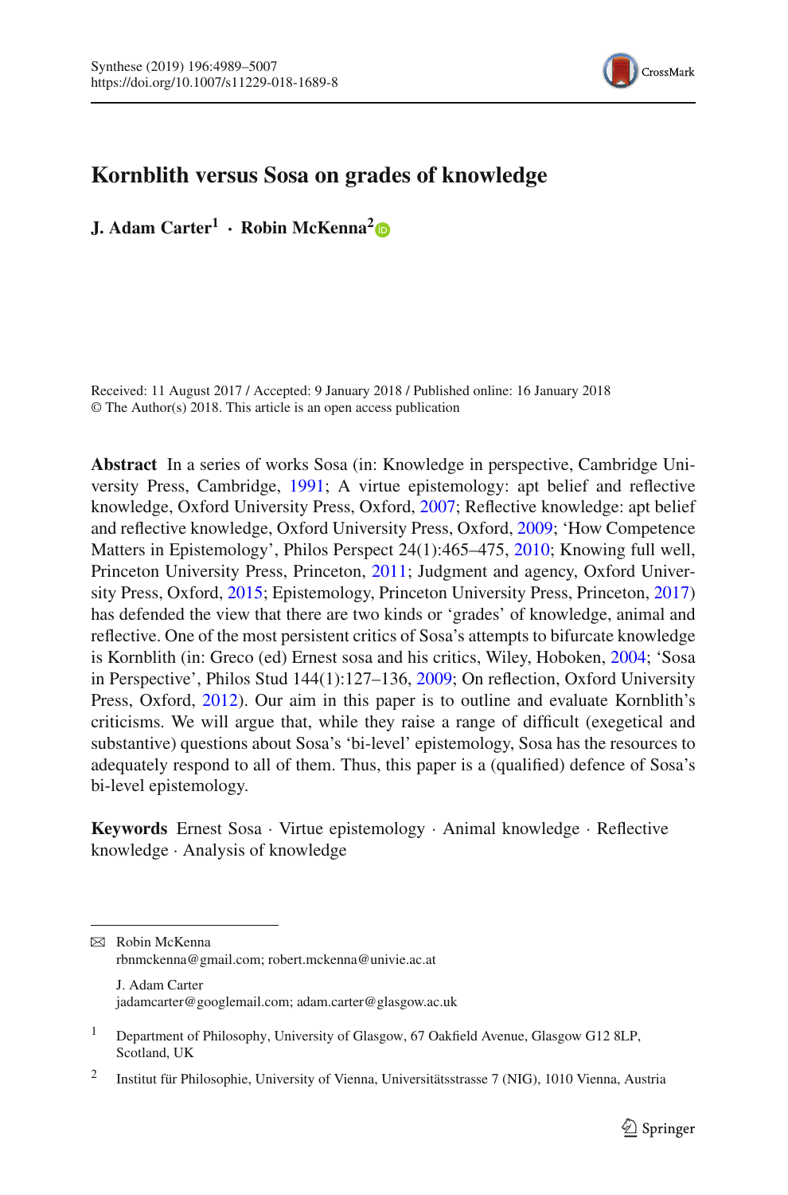# Kornblith versus Sosa on grades of knowledge

**J. Adam Carter[1] · Robin McKenna[2]**

Received: 11 August 2017 / Accepted: 9 January 2018 / Published online: 16 January 2018
© The Author(s) 2018. This article is an open access publication

**Abstract** In a series of works Sosa (in: Knowledge in perspective, Cambridge University Press, Cambridge, 1991; A virtue epistemology: apt belief and reflective knowledge, Oxford University Press, Oxford, 2007; Reflective knowledge: apt belief and reflective knowledge, Oxford University Press, Oxford, 2009; 'How Competence Matters in Epistemology', Philos Perspect 24(1):465–475, 2010; Knowing full well, Princeton University Press, Princeton, 2011; Judgment and agency, Oxford University Press, Oxford, 2015; Epistemology, Princeton University Press, Princeton, 2017) has defended the view that there are two kinds or 'grades' of knowledge, animal and reflective. One of the most persistent critics of Sosa's attempts to bifurcate knowledge is Kornblith (in: Greco (ed) Ernest sosa and his critics, Wiley, Hoboken, 2004; 'Sosa in Perspective', Philos Stud 144(1):127–136, 2009; On reflection, Oxford University Press, Oxford, 2012). Our aim in this paper is to outline and evaluate Kornblith's criticisms. We will argue that, while they raise a range of difficult (exegetical and substantive) questions about Sosa's 'bi-level' epistemology, Sosa has the resources to adequately respond to all of them. Thus, this paper is a (qualified) defence of Sosa's bi-level epistemology.

**Keywords** Ernest Sosa · Virtue epistemology · Animal knowledge · Reflective knowledge · Analysis of knowledge

✉ Robin McKenna
rbnmckenna@gmail.com; robert.mckenna@univie.ac.at

J. Adam Carter
jadamcarter@googlemail.com; adam.carter@glasgow.ac.uk

[1] Department of Philosophy, University of Glasgow, 67 Oakfield Avenue, Glasgow G12 8LP, Scotland, UK

[2] Institut für Philosophie, University of Vienna, Universitätsstrasse 7 (NIG), 1010 Vienna, Austria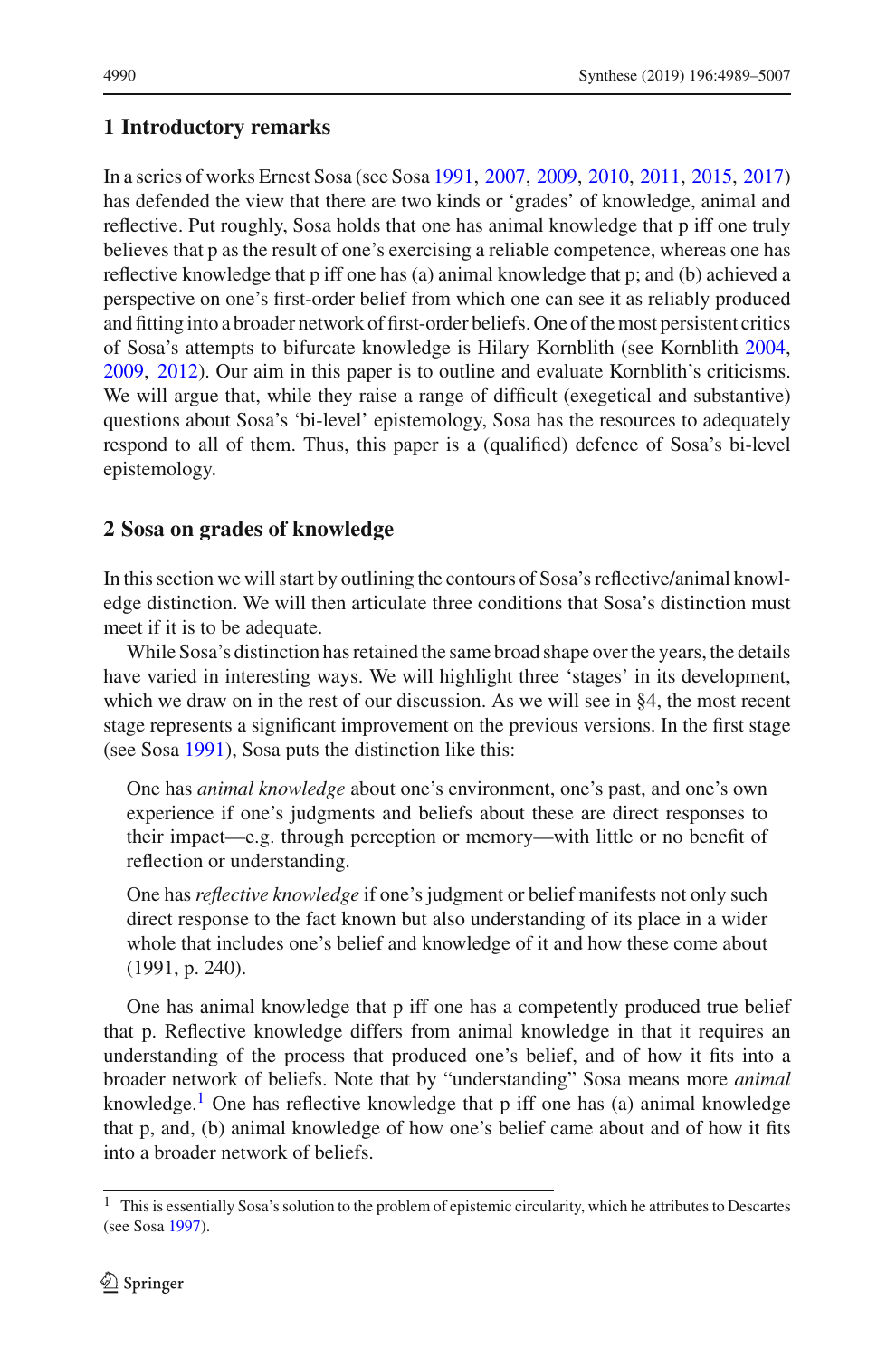## 1 Introductory remarks

In a series of works Ernest Sosa (see Sosa 1991, 2007, 2009, 2010, 2011, 2015, 2017) has defended the view that there are two kinds or 'grades' of knowledge, animal and reflective. Put roughly, Sosa holds that one has animal knowledge that p iff one truly believes that p as the result of one's exercising a reliable competence, whereas one has reflective knowledge that p iff one has (a) animal knowledge that p; and (b) achieved a perspective on one's first-order belief from which one can see it as reliably produced and fitting into a broader network of first-order beliefs. One of the most persistent critics of Sosa's attempts to bifurcate knowledge is Hilary Kornblith (see Kornblith 2004, 2009, 2012). Our aim in this paper is to outline and evaluate Kornblith's criticisms. We will argue that, while they raise a range of difficult (exegetical and substantive) questions about Sosa's 'bi-level' epistemology, Sosa has the resources to adequately respond to all of them. Thus, this paper is a (qualified) defence of Sosa's bi-level epistemology.

## 2 Sosa on grades of knowledge

In this section we will start by outlining the contours of Sosa's reflective/animal knowledge distinction. We will then articulate three conditions that Sosa's distinction must meet if it is to be adequate.

While Sosa's distinction has retained the same broad shape over the years, the details have varied in interesting ways. We will highlight three 'stages' in its development, which we draw on in the rest of our discussion. As we will see in §4, the most recent stage represents a significant improvement on the previous versions. In the first stage (see Sosa 1991), Sosa puts the distinction like this:

> One has *animal knowledge* about one's environment, one's past, and one's own experience if one's judgments and beliefs about these are direct responses to their impact—e.g. through perception or memory—with little or no benefit of reflection or understanding.
>
> One has *reflective knowledge* if one's judgment or belief manifests not only such direct response to the fact known but also understanding of its place in a wider whole that includes one's belief and knowledge of it and how these come about (1991, p. 240).

One has animal knowledge that p iff one has a competently produced true belief that p. Reflective knowledge differs from animal knowledge in that it requires an understanding of the process that produced one's belief, and of how it fits into a broader network of beliefs. Note that by "understanding" Sosa means more *animal* knowledge.[1] One has reflective knowledge that p iff one has (a) animal knowledge that p, and, (b) animal knowledge of how one's belief came about and of how it fits into a broader network of beliefs.

[1] This is essentially Sosa's solution to the problem of epistemic circularity, which he attributes to Descartes (see Sosa 1997).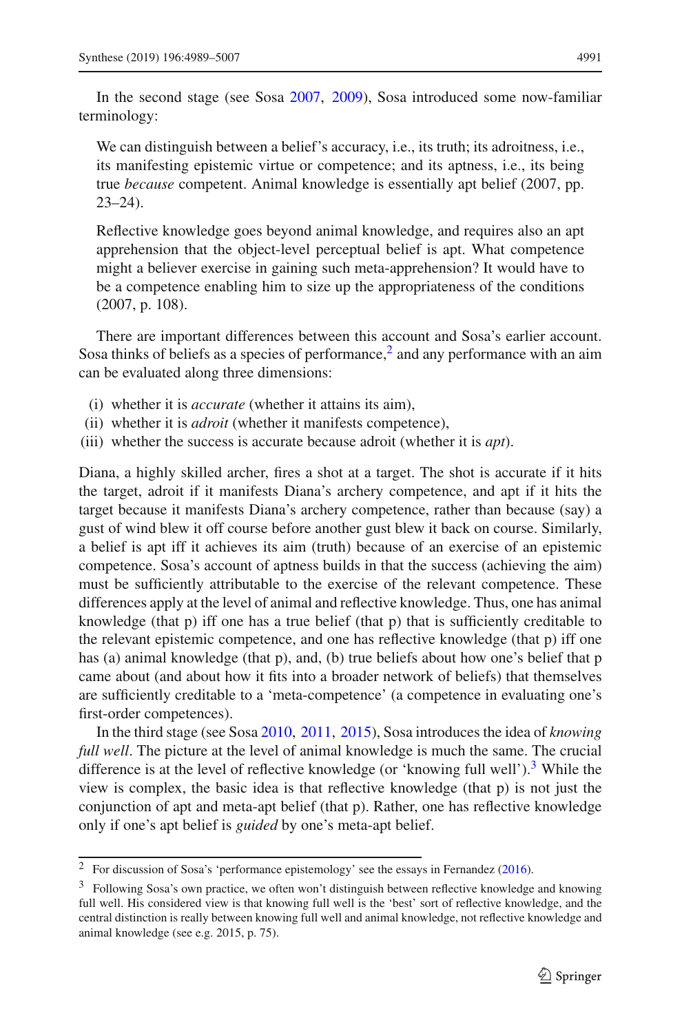In the second stage (see Sosa 2007, 2009), Sosa introduced some now-familiar terminology:

> We can distinguish between a belief's accuracy, i.e., its truth; its adroitness, i.e., its manifesting epistemic virtue or competence; and its aptness, i.e., its being true *because* competent. Animal knowledge is essentially apt belief (2007, pp. 23–24).

> Reflective knowledge goes beyond animal knowledge, and requires also an apt apprehension that the object-level perceptual belief is apt. What competence might a believer exercise in gaining such meta-apprehension? It would have to be a competence enabling him to size up the appropriateness of the conditions (2007, p. 108).

There are important differences between this account and Sosa's earlier account. Sosa thinks of beliefs as a species of performance,[2] and any performance with an aim can be evaluated along three dimensions:

(i) whether it is *accurate* (whether it attains its aim),
(ii) whether it is *adroit* (whether it manifests competence),
(iii) whether the success is accurate because adroit (whether it is *apt*).

Diana, a highly skilled archer, fires a shot at a target. The shot is accurate if it hits the target, adroit if it manifests Diana's archery competence, and apt if it hits the target because it manifests Diana's archery competence, rather than because (say) a gust of wind blew it off course before another gust blew it back on course. Similarly, a belief is apt iff it achieves its aim (truth) because of an exercise of an epistemic competence. Sosa's account of aptness builds in that the success (achieving the aim) must be sufficiently attributable to the exercise of the relevant competence. These differences apply at the level of animal and reflective knowledge. Thus, one has animal knowledge (that p) iff one has a true belief (that p) that is sufficiently creditable to the relevant epistemic competence, and one has reflective knowledge (that p) iff one has (a) animal knowledge (that p), and, (b) true beliefs about how one's belief that p came about (and about how it fits into a broader network of beliefs) that themselves are sufficiently creditable to a 'meta-competence' (a competence in evaluating one's first-order competences).

In the third stage (see Sosa 2010, 2011, 2015), Sosa introduces the idea of *knowing full well*. The picture at the level of animal knowledge is much the same. The crucial difference is at the level of reflective knowledge (or 'knowing full well').[3] While the view is complex, the basic idea is that reflective knowledge (that p) is not just the conjunction of apt and meta-apt belief (that p). Rather, one has reflective knowledge only if one's apt belief is *guided* by one's meta-apt belief.

---

[2] For discussion of Sosa's 'performance epistemology' see the essays in Fernandez (2016).

[3] Following Sosa's own practice, we often won't distinguish between reflective knowledge and knowing full well. His considered view is that knowing full well is the 'best' sort of reflective knowledge, and the central distinction is really between knowing full well and animal knowledge, not reflective knowledge and animal knowledge (see e.g. 2015, p. 75).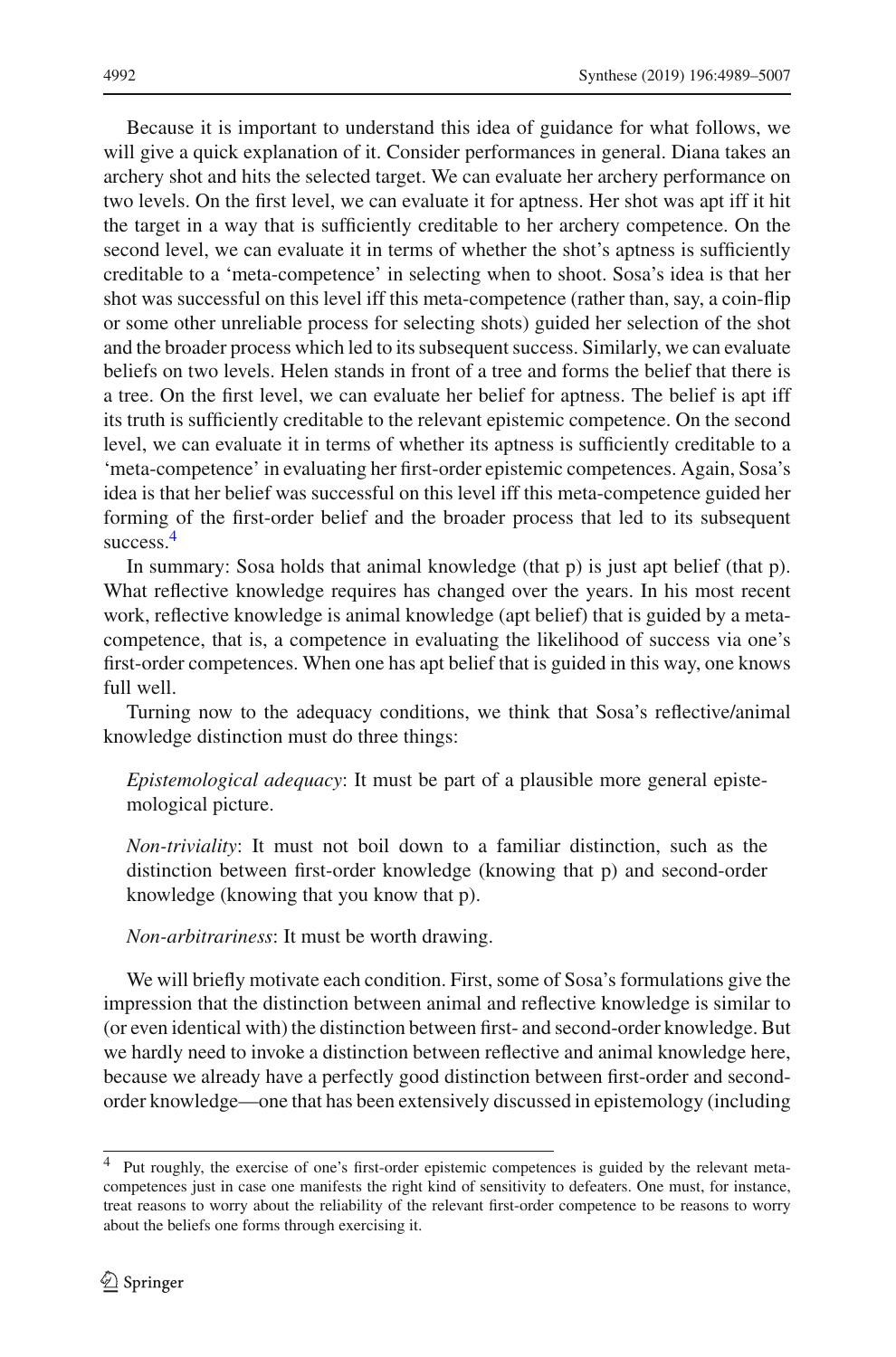Because it is important to understand this idea of guidance for what follows, we will give a quick explanation of it. Consider performances in general. Diana takes an archery shot and hits the selected target. We can evaluate her archery performance on two levels. On the first level, we can evaluate it for aptness. Her shot was apt iff it hit the target in a way that is sufficiently creditable to her archery competence. On the second level, we can evaluate it in terms of whether the shot's aptness is sufficiently creditable to a 'meta-competence' in selecting when to shoot. Sosa's idea is that her shot was successful on this level iff this meta-competence (rather than, say, a coin-flip or some other unreliable process for selecting shots) guided her selection of the shot and the broader process which led to its subsequent success. Similarly, we can evaluate beliefs on two levels. Helen stands in front of a tree and forms the belief that there is a tree. On the first level, we can evaluate her belief for aptness. The belief is apt iff its truth is sufficiently creditable to the relevant epistemic competence. On the second level, we can evaluate it in terms of whether its aptness is sufficiently creditable to a 'meta-competence' in evaluating her first-order epistemic competences. Again, Sosa's idea is that her belief was successful on this level iff this meta-competence guided her forming of the first-order belief and the broader process that led to its subsequent success.[4]

In summary: Sosa holds that animal knowledge (that p) is just apt belief (that p). What reflective knowledge requires has changed over the years. In his most recent work, reflective knowledge is animal knowledge (apt belief) that is guided by a meta-competence, that is, a competence in evaluating the likelihood of success via one's first-order competences. When one has apt belief that is guided in this way, one knows full well.

Turning now to the adequacy conditions, we think that Sosa's reflective/animal knowledge distinction must do three things:

> *Epistemological adequacy*: It must be part of a plausible more general epistemological picture.
>
> *Non-triviality*: It must not boil down to a familiar distinction, such as the distinction between first-order knowledge (knowing that p) and second-order knowledge (knowing that you know that p).
>
> *Non-arbitrariness*: It must be worth drawing.

We will briefly motivate each condition. First, some of Sosa's formulations give the impression that the distinction between animal and reflective knowledge is similar to (or even identical with) the distinction between first- and second-order knowledge. But we hardly need to invoke a distinction between reflective and animal knowledge here, because we already have a perfectly good distinction between first-order and second-order knowledge—one that has been extensively discussed in epistemology (including

---

[4] Put roughly, the exercise of one's first-order epistemic competences is guided by the relevant meta-competences just in case one manifests the right kind of sensitivity to defeaters. One must, for instance, treat reasons to worry about the reliability of the relevant first-order competence to be reasons to worry about the beliefs one forms through exercising it.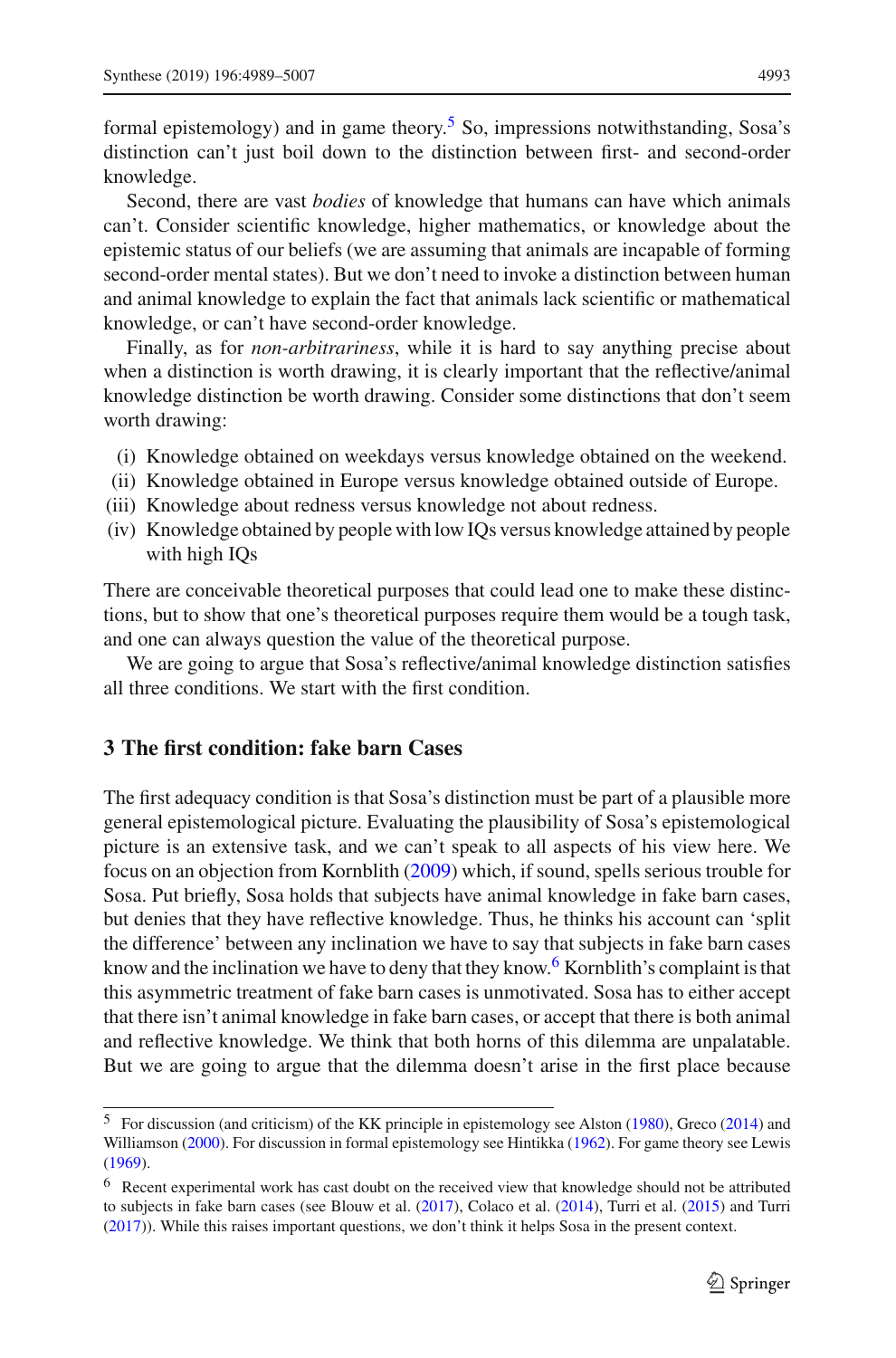formal epistemology) and in game theory.[5] So, impressions notwithstanding, Sosa's distinction can't just boil down to the distinction between first- and second-order knowledge.

Second, there are vast *bodies* of knowledge that humans can have which animals can't. Consider scientific knowledge, higher mathematics, or knowledge about the epistemic status of our beliefs (we are assuming that animals are incapable of forming second-order mental states). But we don't need to invoke a distinction between human and animal knowledge to explain the fact that animals lack scientific or mathematical knowledge, or can't have second-order knowledge.

Finally, as for *non-arbitrariness*, while it is hard to say anything precise about when a distinction is worth drawing, it is clearly important that the reflective/animal knowledge distinction be worth drawing. Consider some distinctions that don't seem worth drawing:

(i) Knowledge obtained on weekdays versus knowledge obtained on the weekend.
(ii) Knowledge obtained in Europe versus knowledge obtained outside of Europe.
(iii) Knowledge about redness versus knowledge not about redness.
(iv) Knowledge obtained by people with low IQs versus knowledge attained by people with high IQs

There are conceivable theoretical purposes that could lead one to make these distinctions, but to show that one's theoretical purposes require them would be a tough task, and one can always question the value of the theoretical purpose.

We are going to argue that Sosa's reflective/animal knowledge distinction satisfies all three conditions. We start with the first condition.

## 3 The first condition: fake barn Cases

The first adequacy condition is that Sosa's distinction must be part of a plausible more general epistemological picture. Evaluating the plausibility of Sosa's epistemological picture is an extensive task, and we can't speak to all aspects of his view here. We focus on an objection from Kornblith (2009) which, if sound, spells serious trouble for Sosa. Put briefly, Sosa holds that subjects have animal knowledge in fake barn cases, but denies that they have reflective knowledge. Thus, he thinks his account can 'split the difference' between any inclination we have to say that subjects in fake barn cases know and the inclination we have to deny that they know.[6] Kornblith's complaint is that this asymmetric treatment of fake barn cases is unmotivated. Sosa has to either accept that there isn't animal knowledge in fake barn cases, or accept that there is both animal and reflective knowledge. We think that both horns of this dilemma are unpalatable. But we are going to argue that the dilemma doesn't arise in the first place because

---

[5] For discussion (and criticism) of the KK principle in epistemology see Alston (1980), Greco (2014) and Williamson (2000). For discussion in formal epistemology see Hintikka (1962). For game theory see Lewis (1969).

[6] Recent experimental work has cast doubt on the received view that knowledge should not be attributed to subjects in fake barn cases (see Blouw et al. (2017), Colaco et al. (2014), Turri et al. (2015) and Turri (2017)). While this raises important questions, we don't think it helps Sosa in the present context.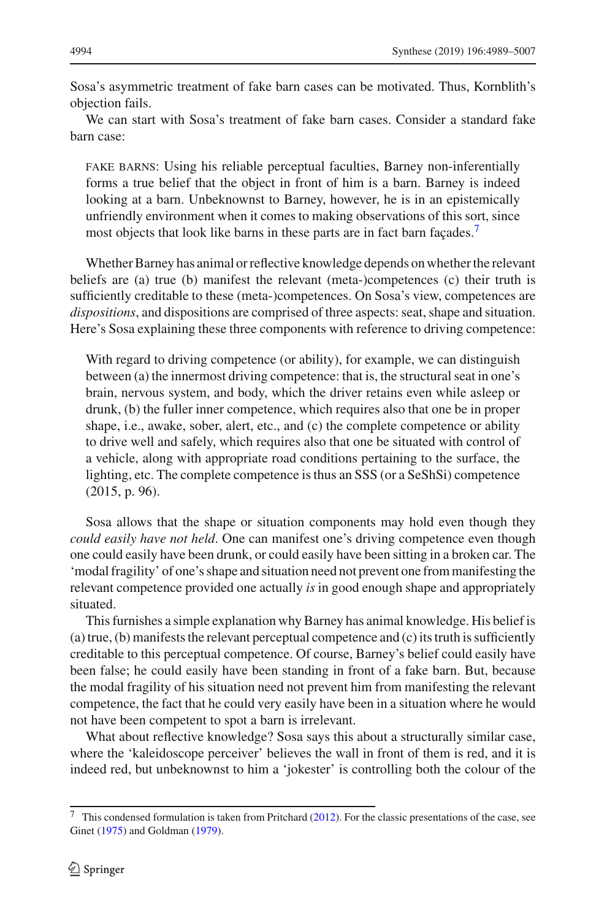Sosa's asymmetric treatment of fake barn cases can be motivated. Thus, Kornblith's objection fails.

We can start with Sosa's treatment of fake barn cases. Consider a standard fake barn case:

> FAKE BARNS: Using his reliable perceptual faculties, Barney non-inferentially forms a true belief that the object in front of him is a barn. Barney is indeed looking at a barn. Unbeknownst to Barney, however, he is in an epistemically unfriendly environment when it comes to making observations of this sort, since most objects that look like barns in these parts are in fact barn façades.[7]

Whether Barney has animal or reflective knowledge depends on whether the relevant beliefs are (a) true (b) manifest the relevant (meta-)competences (c) their truth is sufficiently creditable to these (meta-)competences. On Sosa's view, competences are *dispositions*, and dispositions are comprised of three aspects: seat, shape and situation. Here's Sosa explaining these three components with reference to driving competence:

> With regard to driving competence (or ability), for example, we can distinguish between (a) the innermost driving competence: that is, the structural seat in one's brain, nervous system, and body, which the driver retains even while asleep or drunk, (b) the fuller inner competence, which requires also that one be in proper shape, i.e., awake, sober, alert, etc., and (c) the complete competence or ability to drive well and safely, which requires also that one be situated with control of a vehicle, along with appropriate road conditions pertaining to the surface, the lighting, etc. The complete competence is thus an SSS (or a SeShSi) competence (2015, p. 96).

Sosa allows that the shape or situation components may hold even though they *could easily have not held*. One can manifest one's driving competence even though one could easily have been drunk, or could easily have been sitting in a broken car. The 'modal fragility' of one's shape and situation need not prevent one from manifesting the relevant competence provided one actually *is* in good enough shape and appropriately situated.

This furnishes a simple explanation why Barney has animal knowledge. His belief is (a) true, (b) manifests the relevant perceptual competence and (c) its truth is sufficiently creditable to this perceptual competence. Of course, Barney's belief could easily have been false; he could easily have been standing in front of a fake barn. But, because the modal fragility of his situation need not prevent him from manifesting the relevant competence, the fact that he could very easily have been in a situation where he would not have been competent to spot a barn is irrelevant.

What about reflective knowledge? Sosa says this about a structurally similar case, where the 'kaleidoscope perceiver' believes the wall in front of them is red, and it is indeed red, but unbeknownst to him a 'jokester' is controlling both the colour of the

---

[7] This condensed formulation is taken from Pritchard (2012). For the classic presentations of the case, see Ginet (1975) and Goldman (1979).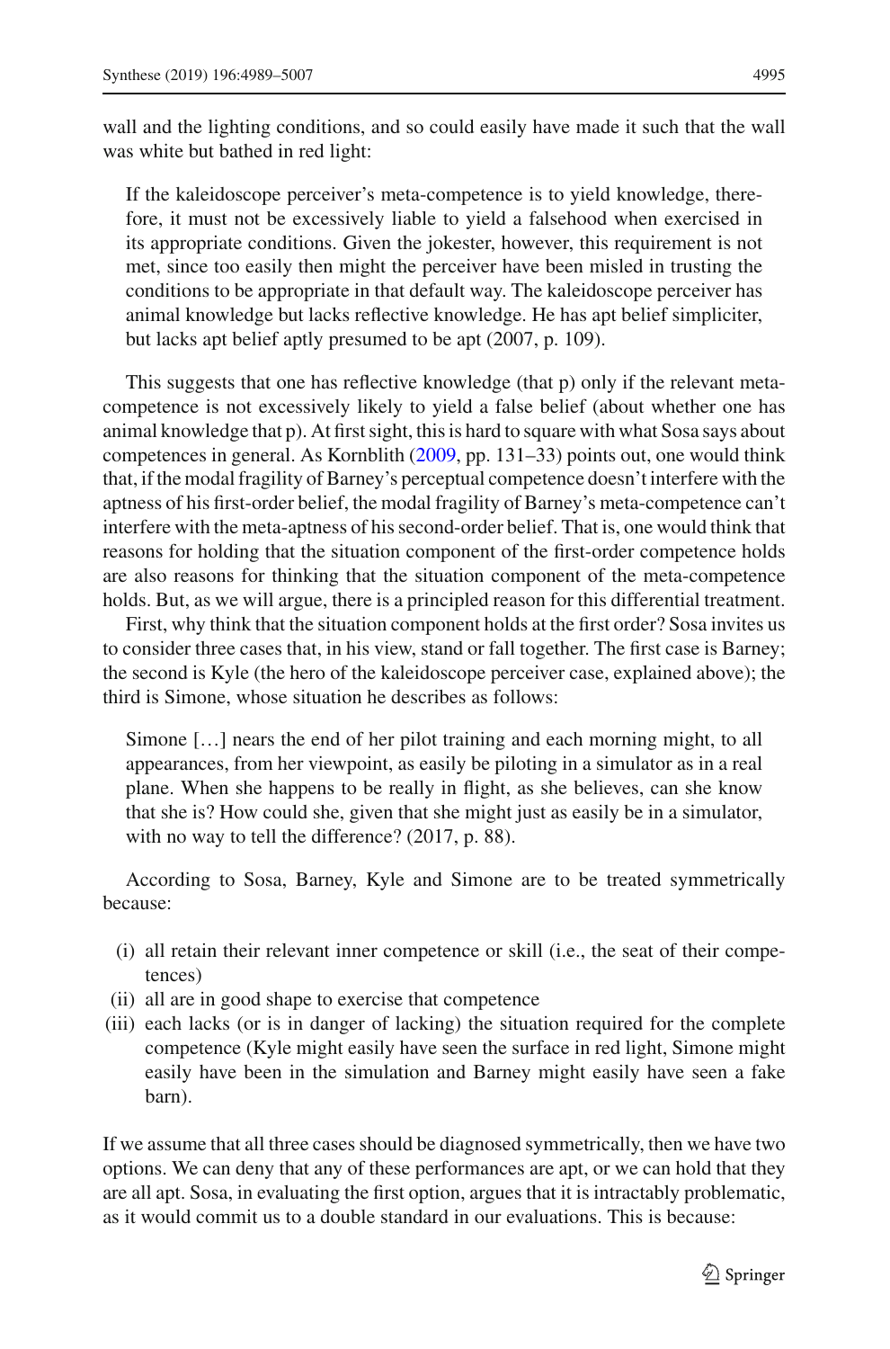wall and the lighting conditions, and so could easily have made it such that the wall was white but bathed in red light:

> If the kaleidoscope perceiver's meta-competence is to yield knowledge, therefore, it must not be excessively liable to yield a falsehood when exercised in its appropriate conditions. Given the jokester, however, this requirement is not met, since too easily then might the perceiver have been misled in trusting the conditions to be appropriate in that default way. The kaleidoscope perceiver has animal knowledge but lacks reflective knowledge. He has apt belief simpliciter, but lacks apt belief aptly presumed to be apt (2007, p. 109).

This suggests that one has reflective knowledge (that p) only if the relevant meta-competence is not excessively likely to yield a false belief (about whether one has animal knowledge that p). At first sight, this is hard to square with what Sosa says about competences in general. As Kornblith (2009, pp. 131–33) points out, one would think that, if the modal fragility of Barney's perceptual competence doesn't interfere with the aptness of his first-order belief, the modal fragility of Barney's meta-competence can't interfere with the meta-aptness of his second-order belief. That is, one would think that reasons for holding that the situation component of the first-order competence holds are also reasons for thinking that the situation component of the meta-competence holds. But, as we will argue, there is a principled reason for this differential treatment.

First, why think that the situation component holds at the first order? Sosa invites us to consider three cases that, in his view, stand or fall together. The first case is Barney; the second is Kyle (the hero of the kaleidoscope perceiver case, explained above); the third is Simone, whose situation he describes as follows:

> Simone [...] nears the end of her pilot training and each morning might, to all appearances, from her viewpoint, as easily be piloting in a simulator as in a real plane. When she happens to be really in flight, as she believes, can she know that she is? How could she, given that she might just as easily be in a simulator, with no way to tell the difference? (2017, p. 88).

According to Sosa, Barney, Kyle and Simone are to be treated symmetrically because:

(i) all retain their relevant inner competence or skill (i.e., the seat of their competences)
(ii) all are in good shape to exercise that competence
(iii) each lacks (or is in danger of lacking) the situation required for the complete competence (Kyle might easily have seen the surface in red light, Simone might easily have been in the simulation and Barney might easily have seen a fake barn).

If we assume that all three cases should be diagnosed symmetrically, then we have two options. We can deny that any of these performances are apt, or we can hold that they are all apt. Sosa, in evaluating the first option, argues that it is intractably problematic, as it would commit us to a double standard in our evaluations. This is because: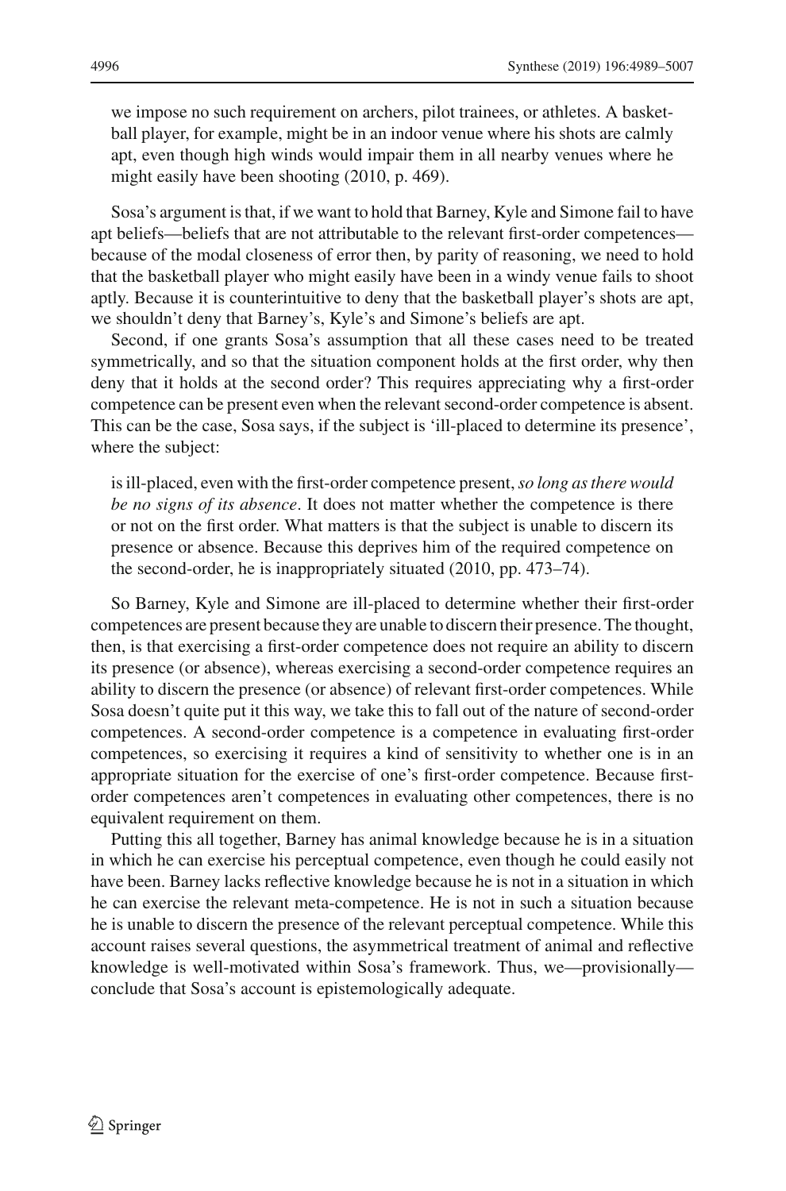we impose no such requirement on archers, pilot trainees, or athletes. A basketball player, for example, might be in an indoor venue where his shots are calmly apt, even though high winds would impair them in all nearby venues where he might easily have been shooting (2010, p. 469).

Sosa's argument is that, if we want to hold that Barney, Kyle and Simone fail to have apt beliefs—beliefs that are not attributable to the relevant first-order competences—because of the modal closeness of error then, by parity of reasoning, we need to hold that the basketball player who might easily have been in a windy venue fails to shoot aptly. Because it is counterintuitive to deny that the basketball player's shots are apt, we shouldn't deny that Barney's, Kyle's and Simone's beliefs are apt.

Second, if one grants Sosa's assumption that all these cases need to be treated symmetrically, and so that the situation component holds at the first order, why then deny that it holds at the second order? This requires appreciating why a first-order competence can be present even when the relevant second-order competence is absent. This can be the case, Sosa says, if the subject is 'ill-placed to determine its presence', where the subject:

> is ill-placed, even with the first-order competence present, *so long as there would be no signs of its absence*. It does not matter whether the competence is there or not on the first order. What matters is that the subject is unable to discern its presence or absence. Because this deprives him of the required competence on the second-order, he is inappropriately situated (2010, pp. 473–74).

So Barney, Kyle and Simone are ill-placed to determine whether their first-order competences are present because they are unable to discern their presence. The thought, then, is that exercising a first-order competence does not require an ability to discern its presence (or absence), whereas exercising a second-order competence requires an ability to discern the presence (or absence) of relevant first-order competences. While Sosa doesn't quite put it this way, we take this to fall out of the nature of second-order competences. A second-order competence is a competence in evaluating first-order competences, so exercising it requires a kind of sensitivity to whether one is in an appropriate situation for the exercise of one's first-order competence. Because first-order competences aren't competences in evaluating other competences, there is no equivalent requirement on them.

Putting this all together, Barney has animal knowledge because he is in a situation in which he can exercise his perceptual competence, even though he could easily not have been. Barney lacks reflective knowledge because he is not in a situation in which he can exercise the relevant meta-competence. He is not in such a situation because he is unable to discern the presence of the relevant perceptual competence. While this account raises several questions, the asymmetrical treatment of animal and reflective knowledge is well-motivated within Sosa's framework. Thus, we—provisionally—conclude that Sosa's account is epistemologically adequate.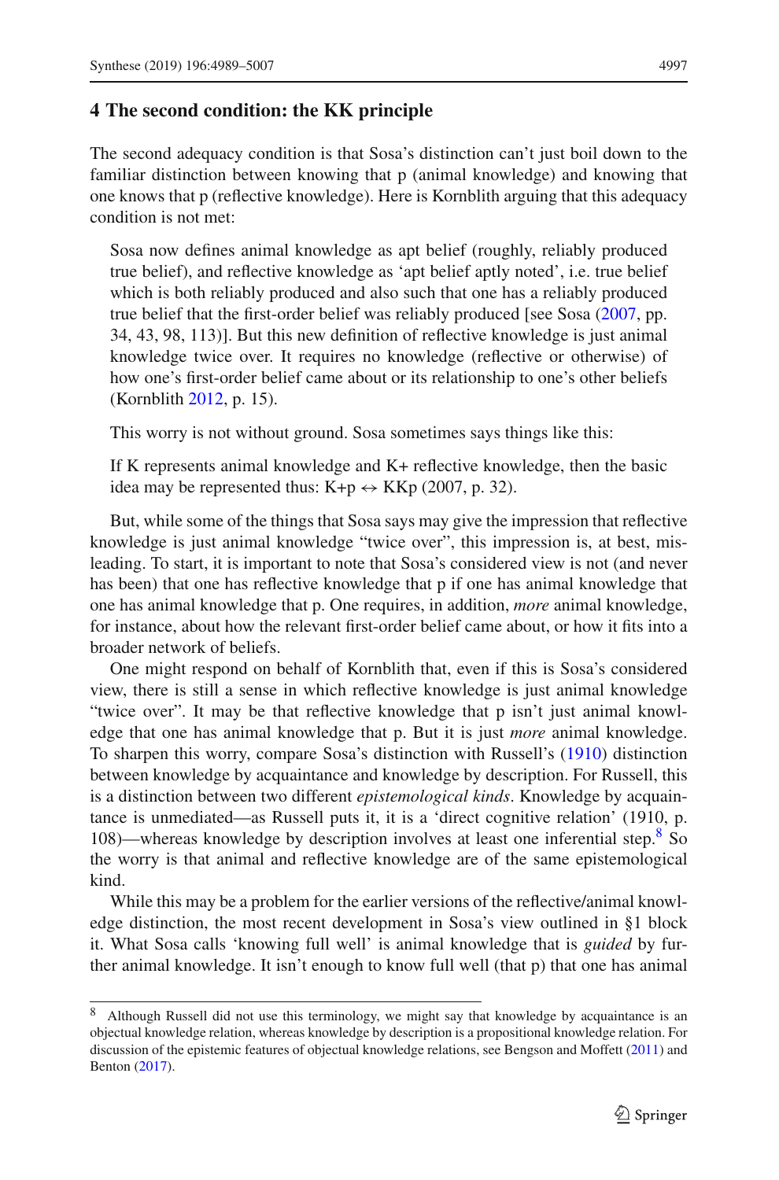## 4 The second condition: the KK principle

The second adequacy condition is that Sosa's distinction can't just boil down to the familiar distinction between knowing that p (animal knowledge) and knowing that one knows that p (reflective knowledge). Here is Kornblith arguing that this adequacy condition is not met:

> Sosa now defines animal knowledge as apt belief (roughly, reliably produced true belief), and reflective knowledge as 'apt belief aptly noted', i.e. true belief which is both reliably produced and also such that one has a reliably produced true belief that the first-order belief was reliably produced [see Sosa (2007, pp. 34, 43, 98, 113)]. But this new definition of reflective knowledge is just animal knowledge twice over. It requires no knowledge (reflective or otherwise) of how one's first-order belief came about or its relationship to one's other beliefs (Kornblith 2012, p. 15).

This worry is not without ground. Sosa sometimes says things like this:

> If K represents animal knowledge and K+ reflective knowledge, then the basic idea may be represented thus: $K{+}p \leftrightarrow KKp$ (2007, p. 32).

But, while some of the things that Sosa says may give the impression that reflective knowledge is just animal knowledge "twice over", this impression is, at best, misleading. To start, it is important to note that Sosa's considered view is not (and never has been) that one has reflective knowledge that p if one has animal knowledge that one has animal knowledge that p. One requires, in addition, *more* animal knowledge, for instance, about how the relevant first-order belief came about, or how it fits into a broader network of beliefs.

One might respond on behalf of Kornblith that, even if this is Sosa's considered view, there is still a sense in which reflective knowledge is just animal knowledge "twice over". It may be that reflective knowledge that p isn't just animal knowledge that one has animal knowledge that p. But it is just *more* animal knowledge. To sharpen this worry, compare Sosa's distinction with Russell's (1910) distinction between knowledge by acquaintance and knowledge by description. For Russell, this is a distinction between two different *epistemological kinds*. Knowledge by acquaintance is unmediated—as Russell puts it, it is a 'direct cognitive relation' (1910, p. 108)—whereas knowledge by description involves at least one inferential step.[8] So the worry is that animal and reflective knowledge are of the same epistemological kind.

While this may be a problem for the earlier versions of the reflective/animal knowledge distinction, the most recent development in Sosa's view outlined in §1 block it. What Sosa calls 'knowing full well' is animal knowledge that is *guided* by further animal knowledge. It isn't enough to know full well (that p) that one has animal

---

[8] Although Russell did not use this terminology, we might say that knowledge by acquaintance is an objectual knowledge relation, whereas knowledge by description is a propositional knowledge relation. For discussion of the epistemic features of objectual knowledge relations, see Bengson and Moffett (2011) and Benton (2017).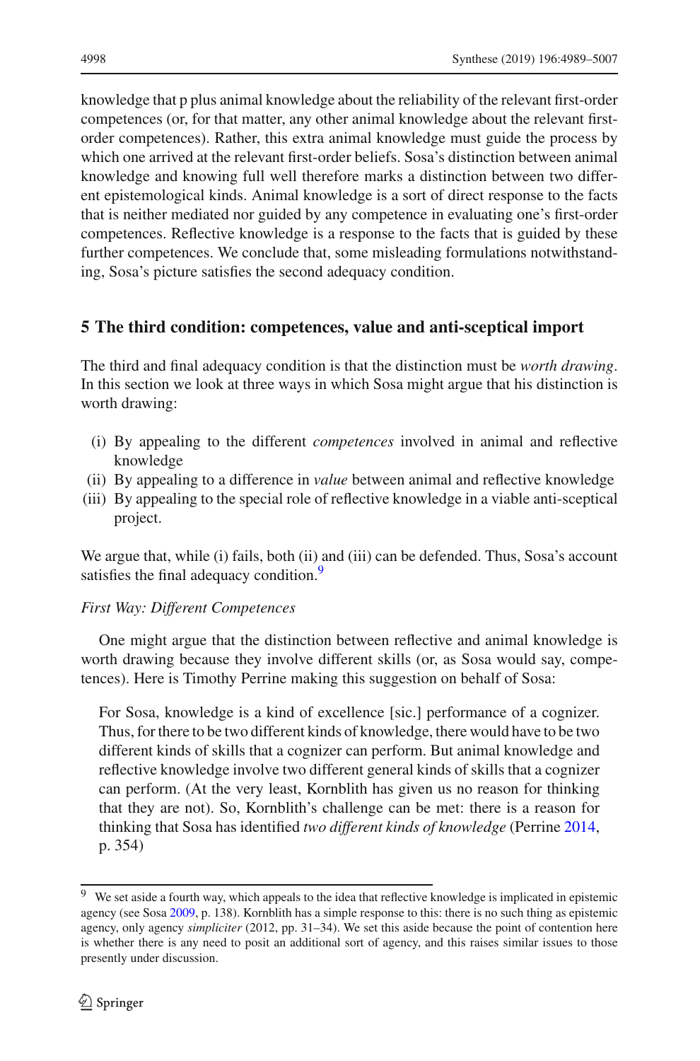knowledge that p plus animal knowledge about the reliability of the relevant first-order competences (or, for that matter, any other animal knowledge about the relevant first-order competences). Rather, this extra animal knowledge must guide the process by which one arrived at the relevant first-order beliefs. Sosa's distinction between animal knowledge and knowing full well therefore marks a distinction between two different epistemological kinds. Animal knowledge is a sort of direct response to the facts that is neither mediated nor guided by any competence in evaluating one's first-order competences. Reflective knowledge is a response to the facts that is guided by these further competences. We conclude that, some misleading formulations notwithstanding, Sosa's picture satisfies the second adequacy condition.

## 5 The third condition: competences, value and anti-sceptical import

The third and final adequacy condition is that the distinction must be *worth drawing*. In this section we look at three ways in which Sosa might argue that his distinction is worth drawing:

(i) By appealing to the different *competences* involved in animal and reflective knowledge
(ii) By appealing to a difference in *value* between animal and reflective knowledge
(iii) By appealing to the special role of reflective knowledge in a viable anti-sceptical project.

We argue that, while (i) fails, both (ii) and (iii) can be defended. Thus, Sosa's account satisfies the final adequacy condition.[9]

*First Way: Different Competences*

One might argue that the distinction between reflective and animal knowledge is worth drawing because they involve different skills (or, as Sosa would say, competences). Here is Timothy Perrine making this suggestion on behalf of Sosa:

> For Sosa, knowledge is a kind of excellence [sic.] performance of a cognizer. Thus, for there to be two different kinds of knowledge, there would have to be two different kinds of skills that a cognizer can perform. But animal knowledge and reflective knowledge involve two different general kinds of skills that a cognizer can perform. (At the very least, Kornblith has given us no reason for thinking that they are not). So, Kornblith's challenge can be met: there is a reason for thinking that Sosa has identified *two different kinds of knowledge* (Perrine 2014, p. 354)

---

[9] We set aside a fourth way, which appeals to the idea that reflective knowledge is implicated in epistemic agency (see Sosa 2009, p. 138). Kornblith has a simple response to this: there is no such thing as epistemic agency, only agency *simpliciter* (2012, pp. 31–34). We set this aside because the point of contention here is whether there is any need to posit an additional sort of agency, and this raises similar issues to those presently under discussion.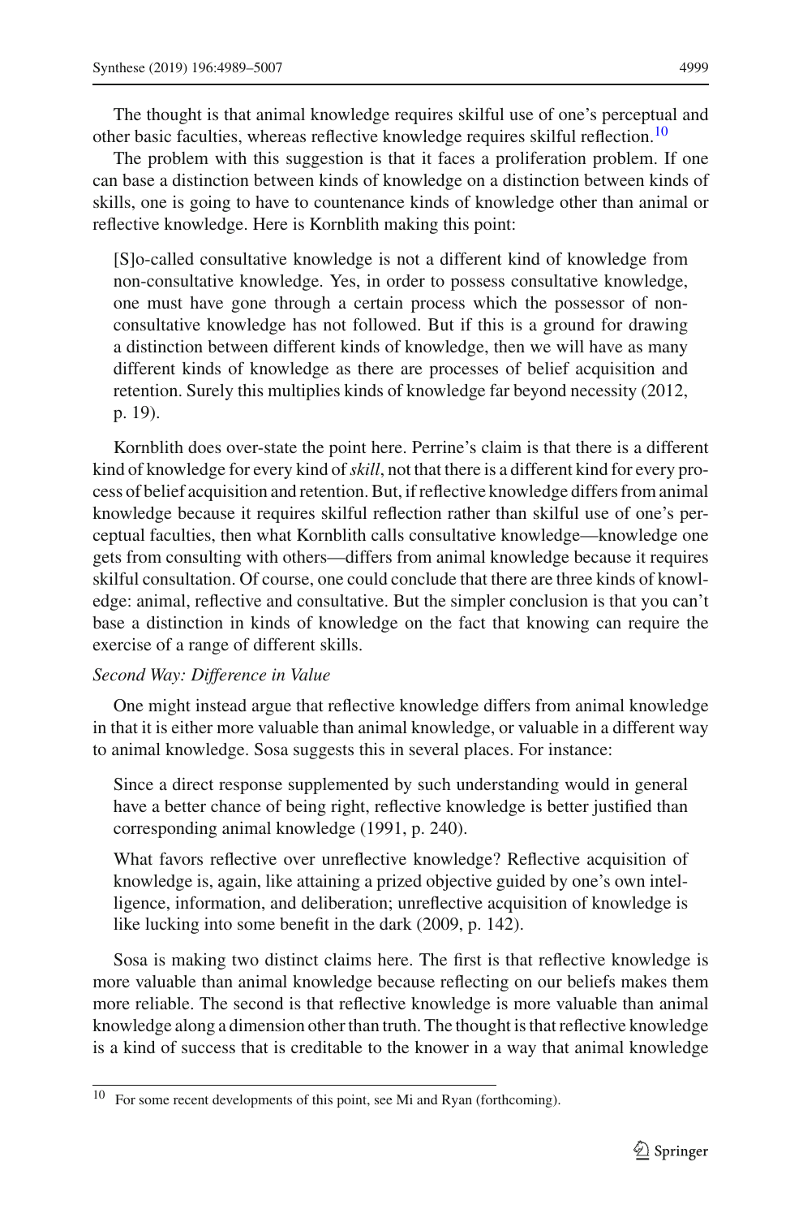The thought is that animal knowledge requires skilful use of one's perceptual and other basic faculties, whereas reflective knowledge requires skilful reflection.[10]

The problem with this suggestion is that it faces a proliferation problem. If one can base a distinction between kinds of knowledge on a distinction between kinds of skills, one is going to have to countenance kinds of knowledge other than animal or reflective knowledge. Here is Kornblith making this point:

> [S]o-called consultative knowledge is not a different kind of knowledge from non-consultative knowledge. Yes, in order to possess consultative knowledge, one must have gone through a certain process which the possessor of non-consultative knowledge has not followed. But if this is a ground for drawing a distinction between different kinds of knowledge, then we will have as many different kinds of knowledge as there are processes of belief acquisition and retention. Surely this multiplies kinds of knowledge far beyond necessity (2012, p. 19).

Kornblith does over-state the point here. Perrine's claim is that there is a different kind of knowledge for every kind of *skill*, not that there is a different kind for every process of belief acquisition and retention. But, if reflective knowledge differs from animal knowledge because it requires skilful reflection rather than skilful use of one's perceptual faculties, then what Kornblith calls consultative knowledge—knowledge one gets from consulting with others—differs from animal knowledge because it requires skilful consultation. Of course, one could conclude that there are three kinds of knowledge: animal, reflective and consultative. But the simpler conclusion is that you can't base a distinction in kinds of knowledge on the fact that knowing can require the exercise of a range of different skills.

*Second Way: Difference in Value*

One might instead argue that reflective knowledge differs from animal knowledge in that it is either more valuable than animal knowledge, or valuable in a different way to animal knowledge. Sosa suggests this in several places. For instance:

> Since a direct response supplemented by such understanding would in general have a better chance of being right, reflective knowledge is better justified than corresponding animal knowledge (1991, p. 240).

> What favors reflective over unreflective knowledge? Reflective acquisition of knowledge is, again, like attaining a prized objective guided by one's own intelligence, information, and deliberation; unreflective acquisition of knowledge is like lucking into some benefit in the dark (2009, p. 142).

Sosa is making two distinct claims here. The first is that reflective knowledge is more valuable than animal knowledge because reflecting on our beliefs makes them more reliable. The second is that reflective knowledge is more valuable than animal knowledge along a dimension other than truth. The thought is that reflective knowledge is a kind of success that is creditable to the knower in a way that animal knowledge

[10] For some recent developments of this point, see Mi and Ryan (forthcoming).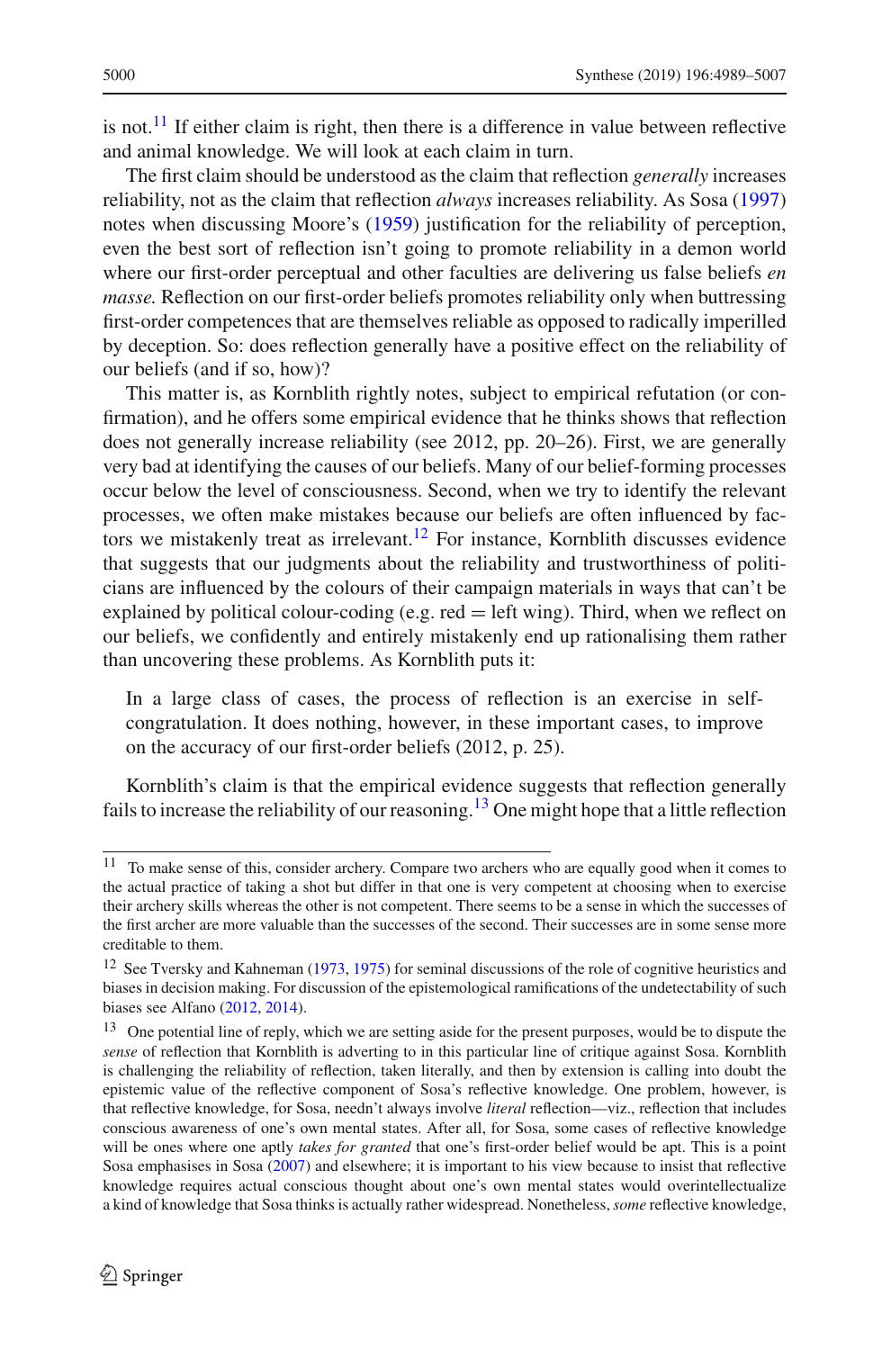is not.[11] If either claim is right, then there is a difference in value between reflective and animal knowledge. We will look at each claim in turn.

The first claim should be understood as the claim that reflection *generally* increases reliability, not as the claim that reflection *always* increases reliability. As Sosa (1997) notes when discussing Moore's (1959) justification for the reliability of perception, even the best sort of reflection isn't going to promote reliability in a demon world where our first-order perceptual and other faculties are delivering us false beliefs *en masse.* Reflection on our first-order beliefs promotes reliability only when buttressing first-order competences that are themselves reliable as opposed to radically imperilled by deception. So: does reflection generally have a positive effect on the reliability of our beliefs (and if so, how)?

This matter is, as Kornblith rightly notes, subject to empirical refutation (or confirmation), and he offers some empirical evidence that he thinks shows that reflection does not generally increase reliability (see 2012, pp. 20–26). First, we are generally very bad at identifying the causes of our beliefs. Many of our belief-forming processes occur below the level of consciousness. Second, when we try to identify the relevant processes, we often make mistakes because our beliefs are often influenced by factors we mistakenly treat as irrelevant.[12] For instance, Kornblith discusses evidence that suggests that our judgments about the reliability and trustworthiness of politicians are influenced by the colours of their campaign materials in ways that can't be explained by political colour-coding (e.g. red = left wing). Third, when we reflect on our beliefs, we confidently and entirely mistakenly end up rationalising them rather than uncovering these problems. As Kornblith puts it:

> In a large class of cases, the process of reflection is an exercise in self-congratulation. It does nothing, however, in these important cases, to improve on the accuracy of our first-order beliefs (2012, p. 25).

Kornblith's claim is that the empirical evidence suggests that reflection generally fails to increase the reliability of our reasoning.[13] One might hope that a little reflection

---

[11] To make sense of this, consider archery. Compare two archers who are equally good when it comes to the actual practice of taking a shot but differ in that one is very competent at choosing when to exercise their archery skills whereas the other is not competent. There seems to be a sense in which the successes of the first archer are more valuable than the successes of the second. Their successes are in some sense more creditable to them.

[12] See Tversky and Kahneman (1973, 1975) for seminal discussions of the role of cognitive heuristics and biases in decision making. For discussion of the epistemological ramifications of the undetectability of such biases see Alfano (2012, 2014).

[13] One potential line of reply, which we are setting aside for the present purposes, would be to dispute the *sense* of reflection that Kornblith is adverting to in this particular line of critique against Sosa. Kornblith is challenging the reliability of reflection, taken literally, and then by extension is calling into doubt the epistemic value of the reflective component of Sosa's reflective knowledge. One problem, however, is that reflective knowledge, for Sosa, needn't always involve *literal* reflection—viz., reflection that includes conscious awareness of one's own mental states. After all, for Sosa, some cases of reflective knowledge will be ones where one aptly *takes for granted* that one's first-order belief would be apt. This is a point Sosa emphasises in Sosa (2007) and elsewhere; it is important to his view because to insist that reflective knowledge requires actual conscious thought about one's own mental states would overintellectualize a kind of knowledge that Sosa thinks is actually rather widespread. Nonetheless, *some* reflective knowledge,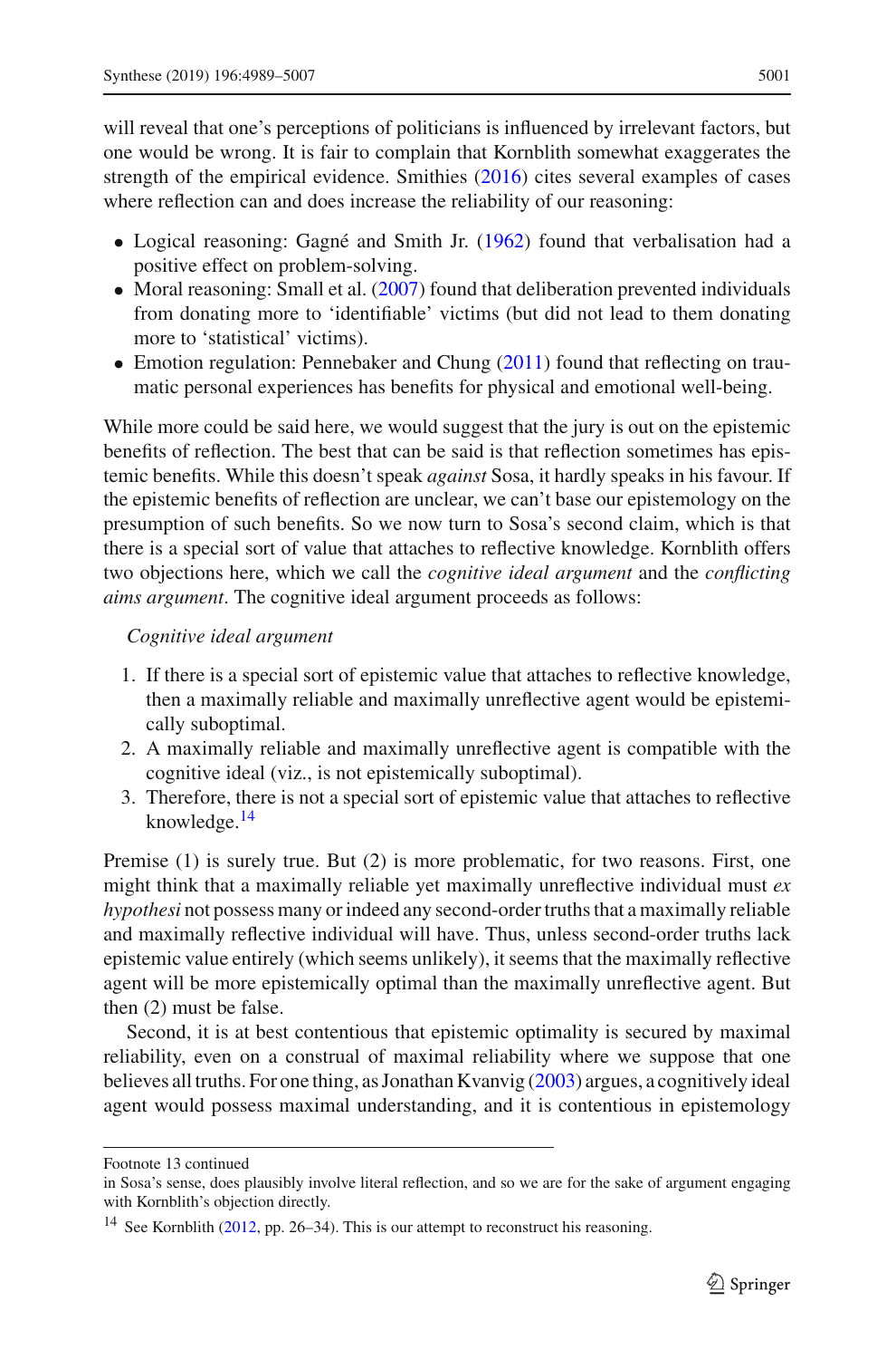will reveal that one's perceptions of politicians is influenced by irrelevant factors, but one would be wrong. It is fair to complain that Kornblith somewhat exaggerates the strength of the empirical evidence. Smithies (2016) cites several examples of cases where reflection can and does increase the reliability of our reasoning:

- Logical reasoning: Gagné and Smith Jr. (1962) found that verbalisation had a positive effect on problem-solving.
- Moral reasoning: Small et al. (2007) found that deliberation prevented individuals from donating more to 'identifiable' victims (but did not lead to them donating more to 'statistical' victims).
- Emotion regulation: Pennebaker and Chung (2011) found that reflecting on traumatic personal experiences has benefits for physical and emotional well-being.

While more could be said here, we would suggest that the jury is out on the epistemic benefits of reflection. The best that can be said is that reflection sometimes has epistemic benefits. While this doesn't speak *against* Sosa, it hardly speaks in his favour. If the epistemic benefits of reflection are unclear, we can't base our epistemology on the presumption of such benefits. So we now turn to Sosa's second claim, which is that there is a special sort of value that attaches to reflective knowledge. Kornblith offers two objections here, which we call the *cognitive ideal argument* and the *conflicting aims argument*. The cognitive ideal argument proceeds as follows:

*Cognitive ideal argument*

1. If there is a special sort of epistemic value that attaches to reflective knowledge, then a maximally reliable and maximally unreflective agent would be epistemically suboptimal.
2. A maximally reliable and maximally unreflective agent is compatible with the cognitive ideal (viz., is not epistemically suboptimal).
3. Therefore, there is not a special sort of epistemic value that attaches to reflective knowledge.[14]

Premise (1) is surely true. But (2) is more problematic, for two reasons. First, one might think that a maximally reliable yet maximally unreflective individual must *ex hypothesi* not possess many or indeed any second-order truths that a maximally reliable and maximally reflective individual will have. Thus, unless second-order truths lack epistemic value entirely (which seems unlikely), it seems that the maximally reflective agent will be more epistemically optimal than the maximally unreflective agent. But then (2) must be false.

Second, it is at best contentious that epistemic optimality is secured by maximal reliability, even on a construal of maximal reliability where we suppose that one believes all truths. For one thing, as Jonathan Kvanvig (2003) argues, a cognitively ideal agent would possess maximal understanding, and it is contentious in epistemology

---

Footnote 13 continued
in Sosa's sense, does plausibly involve literal reflection, and so we are for the sake of argument engaging with Kornblith's objection directly.

[14] See Kornblith (2012, pp. 26–34). This is our attempt to reconstruct his reasoning.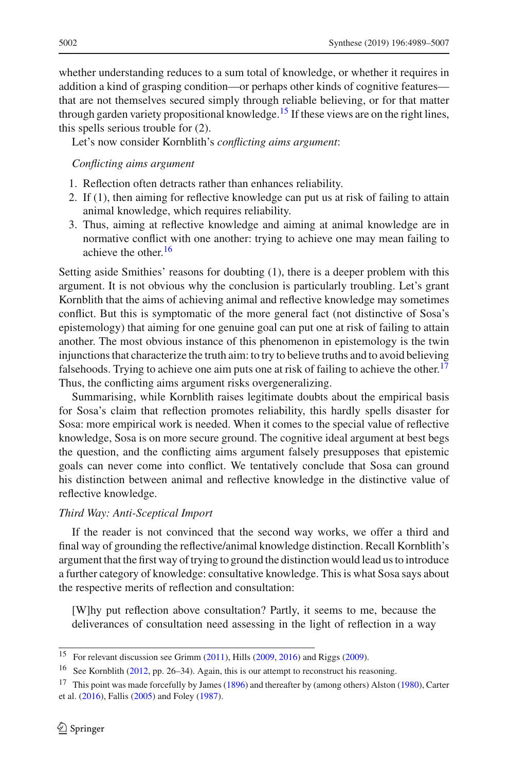whether understanding reduces to a sum total of knowledge, or whether it requires in addition a kind of grasping condition—or perhaps other kinds of cognitive features—that are not themselves secured simply through reliable believing, or for that matter through garden variety propositional knowledge.[15] If these views are on the right lines, this spells serious trouble for (2).

Let's now consider Kornblith's *conflicting aims argument*:

*Conflicting aims argument*

1. Reflection often detracts rather than enhances reliability.
2. If (1), then aiming for reflective knowledge can put us at risk of failing to attain animal knowledge, which requires reliability.
3. Thus, aiming at reflective knowledge and aiming at animal knowledge are in normative conflict with one another: trying to achieve one may mean failing to achieve the other.[16]

Setting aside Smithies' reasons for doubting (1), there is a deeper problem with this argument. It is not obvious why the conclusion is particularly troubling. Let's grant Kornblith that the aims of achieving animal and reflective knowledge may sometimes conflict. But this is symptomatic of the more general fact (not distinctive of Sosa's epistemology) that aiming for one genuine goal can put one at risk of failing to attain another. The most obvious instance of this phenomenon in epistemology is the twin injunctions that characterize the truth aim: to try to believe truths and to avoid believing falsehoods. Trying to achieve one aim puts one at risk of failing to achieve the other.[17] Thus, the conflicting aims argument risks overgeneralizing.

Summarising, while Kornblith raises legitimate doubts about the empirical basis for Sosa's claim that reflection promotes reliability, this hardly spells disaster for Sosa: more empirical work is needed. When it comes to the special value of reflective knowledge, Sosa is on more secure ground. The cognitive ideal argument at best begs the question, and the conflicting aims argument falsely presupposes that epistemic goals can never come into conflict. We tentatively conclude that Sosa can ground his distinction between animal and reflective knowledge in the distinctive value of reflective knowledge.

*Third Way: Anti-Sceptical Import*

If the reader is not convinced that the second way works, we offer a third and final way of grounding the reflective/animal knowledge distinction. Recall Kornblith's argument that the first way of trying to ground the distinction would lead us to introduce a further category of knowledge: consultative knowledge. This is what Sosa says about the respective merits of reflection and consultation:

> [W]hy put reflection above consultation? Partly, it seems to me, because the deliverances of consultation need assessing in the light of reflection in a way

[15] For relevant discussion see Grimm (2011), Hills (2009, 2016) and Riggs (2009).

[16] See Kornblith (2012, pp. 26–34). Again, this is our attempt to reconstruct his reasoning.

[17] This point was made forcefully by James (1896) and thereafter by (among others) Alston (1980), Carter et al. (2016), Fallis (2005) and Foley (1987).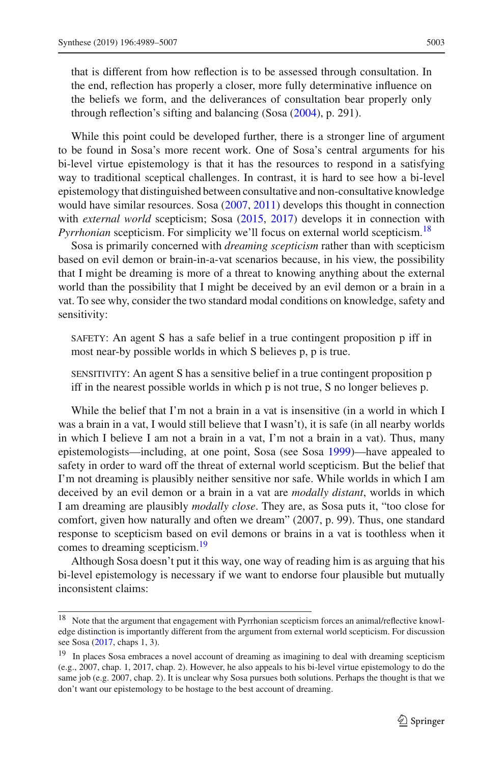that is different from how reflection is to be assessed through consultation. In the end, reflection has properly a closer, more fully determinative influence on the beliefs we form, and the deliverances of consultation bear properly only through reflection's sifting and balancing (Sosa (2004), p. 291).

While this point could be developed further, there is a stronger line of argument to be found in Sosa's more recent work. One of Sosa's central arguments for his bi-level virtue epistemology is that it has the resources to respond in a satisfying way to traditional sceptical challenges. In contrast, it is hard to see how a bi-level epistemology that distinguished between consultative and non-consultative knowledge would have similar resources. Sosa (2007, 2011) develops this thought in connection with *external world* scepticism; Sosa (2015, 2017) develops it in connection with *Pyrrhonian* scepticism. For simplicity we'll focus on external world scepticism.[18]

Sosa is primarily concerned with *dreaming scepticism* rather than with scepticism based on evil demon or brain-in-a-vat scenarios because, in his view, the possibility that I might be dreaming is more of a threat to knowing anything about the external world than the possibility that I might be deceived by an evil demon or a brain in a vat. To see why, consider the two standard modal conditions on knowledge, safety and sensitivity:

SAFETY: An agent S has a safe belief in a true contingent proposition p iff in most near-by possible worlds in which S believes p, p is true.

SENSITIVITY: An agent S has a sensitive belief in a true contingent proposition p iff in the nearest possible worlds in which p is not true, S no longer believes p.

While the belief that I'm not a brain in a vat is insensitive (in a world in which I was a brain in a vat, I would still believe that I wasn't), it is safe (in all nearby worlds in which I believe I am not a brain in a vat, I'm not a brain in a vat). Thus, many epistemologists—including, at one point, Sosa (see Sosa 1999)—have appealed to safety in order to ward off the threat of external world scepticism. But the belief that I'm not dreaming is plausibly neither sensitive nor safe. While worlds in which I am deceived by an evil demon or a brain in a vat are *modally distant*, worlds in which I am dreaming are plausibly *modally close*. They are, as Sosa puts it, "too close for comfort, given how naturally and often we dream" (2007, p. 99). Thus, one standard response to scepticism based on evil demons or brains in a vat is toothless when it comes to dreaming scepticism.[19]

Although Sosa doesn't put it this way, one way of reading him is as arguing that his bi-level epistemology is necessary if we want to endorse four plausible but mutually inconsistent claims:

---

[18] Note that the argument that engagement with Pyrrhonian scepticism forces an animal/reflective knowledge distinction is importantly different from the argument from external world scepticism. For discussion see Sosa (2017, chaps 1, 3).

[19] In places Sosa embraces a novel account of dreaming as imagining to deal with dreaming scepticism (e.g., 2007, chap. 1, 2017, chap. 2). However, he also appeals to his bi-level virtue epistemology to do the same job (e.g. 2007, chap. 2). It is unclear why Sosa pursues both solutions. Perhaps the thought is that we don't want our epistemology to be hostage to the best account of dreaming.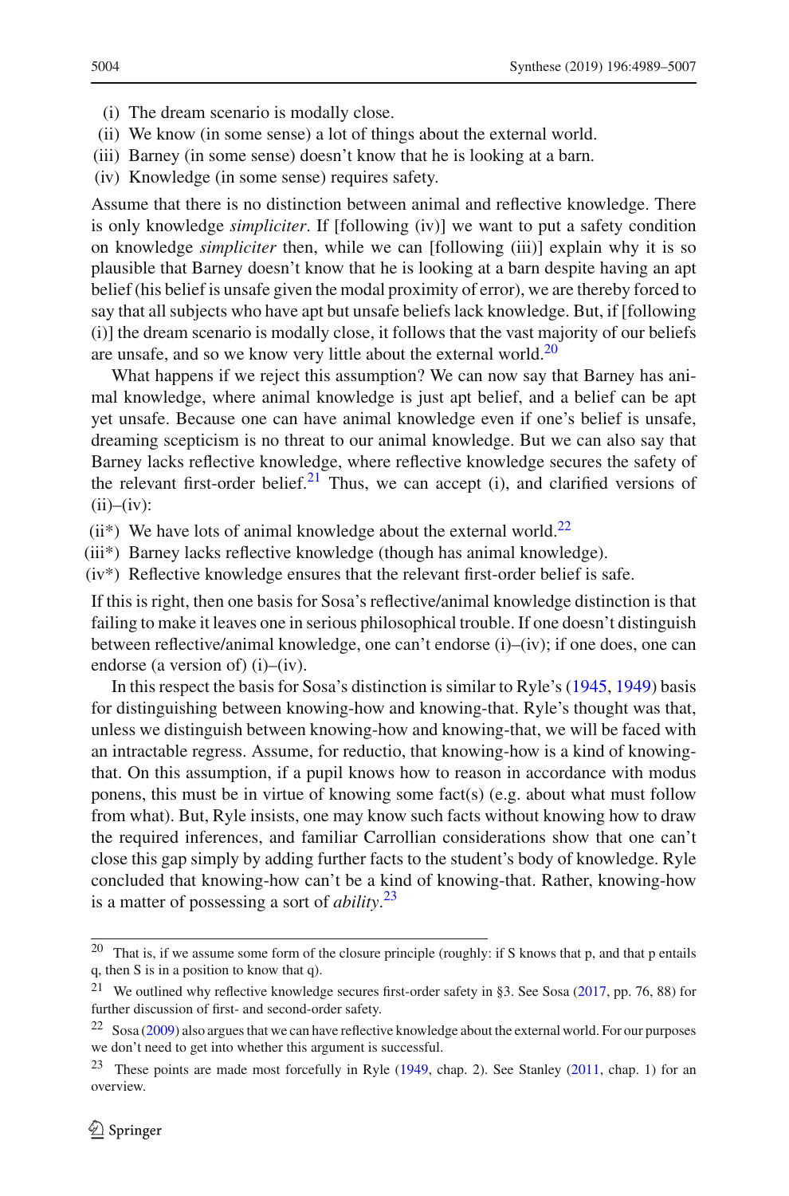(i) The dream scenario is modally close.
(ii) We know (in some sense) a lot of things about the external world.
(iii) Barney (in some sense) doesn't know that he is looking at a barn.
(iv) Knowledge (in some sense) requires safety.

Assume that there is no distinction between animal and reflective knowledge. There is only knowledge *simpliciter*. If [following (iv)] we want to put a safety condition on knowledge *simpliciter* then, while we can [following (iii)] explain why it is so plausible that Barney doesn't know that he is looking at a barn despite having an apt belief (his belief is unsafe given the modal proximity of error), we are thereby forced to say that all subjects who have apt but unsafe beliefs lack knowledge. But, if [following (i)] the dream scenario is modally close, it follows that the vast majority of our beliefs are unsafe, and so we know very little about the external world.[20]

What happens if we reject this assumption? We can now say that Barney has animal knowledge, where animal knowledge is just apt belief, and a belief can be apt yet unsafe. Because one can have animal knowledge even if one's belief is unsafe, dreaming scepticism is no threat to our animal knowledge. But we can also say that Barney lacks reflective knowledge, where reflective knowledge secures the safety of the relevant first-order belief.[21] Thus, we can accept (i), and clarified versions of (ii)–(iv):

(ii*) We have lots of animal knowledge about the external world.[22]
(iii*) Barney lacks reflective knowledge (though has animal knowledge).
(iv*) Reflective knowledge ensures that the relevant first-order belief is safe.

If this is right, then one basis for Sosa's reflective/animal knowledge distinction is that failing to make it leaves one in serious philosophical trouble. If one doesn't distinguish between reflective/animal knowledge, one can't endorse (i)–(iv); if one does, one can endorse (a version of) (i)–(iv).

In this respect the basis for Sosa's distinction is similar to Ryle's (1945, 1949) basis for distinguishing between knowing-how and knowing-that. Ryle's thought was that, unless we distinguish between knowing-how and knowing-that, we will be faced with an intractable regress. Assume, for reductio, that knowing-how is a kind of knowing-that. On this assumption, if a pupil knows how to reason in accordance with modus ponens, this must be in virtue of knowing some fact(s) (e.g. about what must follow from what). But, Ryle insists, one may know such facts without knowing how to draw the required inferences, and familiar Carrollian considerations show that one can't close this gap simply by adding further facts to the student's body of knowledge. Ryle concluded that knowing-how can't be a kind of knowing-that. Rather, knowing-how is a matter of possessing a sort of *ability*.[23]

---

[20] That is, if we assume some form of the closure principle (roughly: if S knows that p, and that p entails q, then S is in a position to know that q).

[21] We outlined why reflective knowledge secures first-order safety in §3. See Sosa (2017, pp. 76, 88) for further discussion of first- and second-order safety.

[22] Sosa (2009) also argues that we can have reflective knowledge about the external world. For our purposes we don't need to get into whether this argument is successful.

[23] These points are made most forcefully in Ryle (1949, chap. 2). See Stanley (2011, chap. 1) for an overview.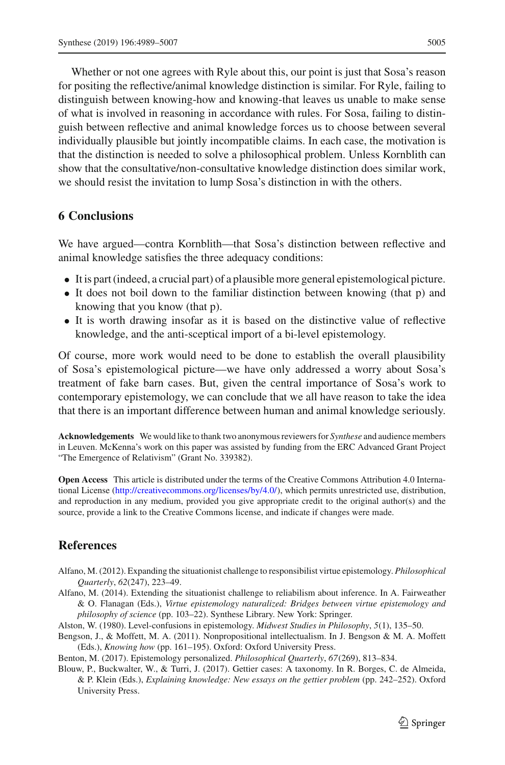Whether or not one agrees with Ryle about this, our point is just that Sosa's reason for positing the reflective/animal knowledge distinction is similar. For Ryle, failing to distinguish between knowing-how and knowing-that leaves us unable to make sense of what is involved in reasoning in accordance with rules. For Sosa, failing to distinguish between reflective and animal knowledge forces us to choose between several individually plausible but jointly incompatible claims. In each case, the motivation is that the distinction is needed to solve a philosophical problem. Unless Kornblith can show that the consultative/non-consultative knowledge distinction does similar work, we should resist the invitation to lump Sosa's distinction in with the others.

## 6 Conclusions

We have argued—contra Kornblith—that Sosa's distinction between reflective and animal knowledge satisfies the three adequacy conditions:

- It is part (indeed, a crucial part) of a plausible more general epistemological picture.
- It does not boil down to the familiar distinction between knowing (that p) and knowing that you know (that p).
- It is worth drawing insofar as it is based on the distinctive value of reflective knowledge, and the anti-sceptical import of a bi-level epistemology.

Of course, more work would need to be done to establish the overall plausibility of Sosa's epistemological picture—we have only addressed a worry about Sosa's treatment of fake barn cases. But, given the central importance of Sosa's work to contemporary epistemology, we can conclude that we all have reason to take the idea that there is an important difference between human and animal knowledge seriously.

**Acknowledgements** We would like to thank two anonymous reviewers for *Synthese* and audience members in Leuven. McKenna's work on this paper was assisted by funding from the ERC Advanced Grant Project "The Emergence of Relativism" (Grant No. 339382).

**Open Access** This article is distributed under the terms of the Creative Commons Attribution 4.0 International License (http://creativecommons.org/licenses/by/4.0/), which permits unrestricted use, distribution, and reproduction in any medium, provided you give appropriate credit to the original author(s) and the source, provide a link to the Creative Commons license, and indicate if changes were made.

## References

Alfano, M. (2012). Expanding the situationist challenge to responsibilist virtue epistemology. *Philosophical Quarterly*, *62*(247), 223–49.

Alfano, M. (2014). Extending the situationist challenge to reliabilism about inference. In A. Fairweather & O. Flanagan (Eds.), *Virtue epistemology naturalized: Bridges between virtue epistemology and philosophy of science* (pp. 103–22). Synthese Library. New York: Springer.

Alston, W. (1980). Level-confusions in epistemology. *Midwest Studies in Philosophy*, *5*(1), 135–50.

Bengson, J., & Moffett, M. A. (2011). Nonpropositional intellectualism. In J. Bengson & M. A. Moffett (Eds.), *Knowing how* (pp. 161–195). Oxford: Oxford University Press.

Benton, M. (2017). Epistemology personalized. *Philosophical Quarterly*, *67*(269), 813–834.

Blouw, P., Buckwalter, W., & Turri, J. (2017). Gettier cases: A taxonomy. In R. Borges, C. de Almeida, & P. Klein (Eds.), *Explaining knowledge: New essays on the gettier problem* (pp. 242–252). Oxford University Press.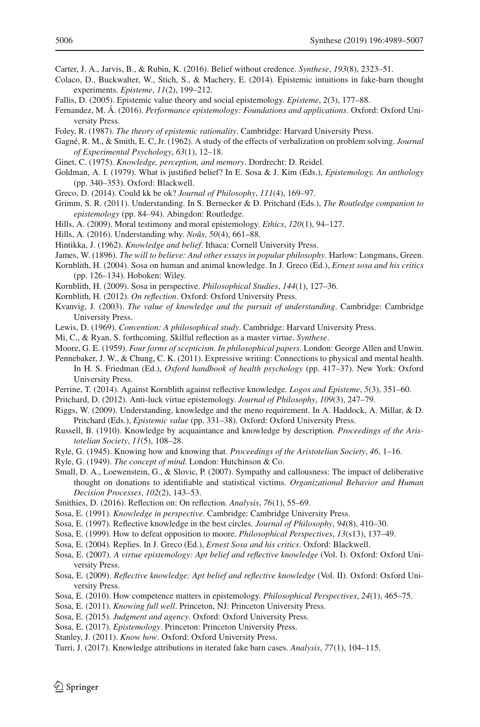Carter, J. A., Jarvis, B., & Rubin, K. (2016). Belief without credence. *Synthese*, *193*(8), 2323–51.

Colaco, D., Buckwalter, W., Stich, S., & Machery, E. (2014). Epistemic intuitions in fake-barn thought experiments. *Episteme*, *11*(2), 199–212.

Fallis, D. (2005). Epistemic value theory and social epistemology. *Episteme*, *2*(3), 177–88.

Fernandez, M. Á. (2016). *Performance epistemology: Foundations and applications*. Oxford: Oxford University Press.

Foley, R. (1987). *The theory of epistemic rationality*. Cambridge: Harvard University Press.

Gagné, R. M., & Smith, E. C, Jr. (1962). A study of the effects of verbalization on problem solving. *Journal of Experimental Psychology*, *63*(1), 12–18.

Ginet, C. (1975). *Knowledge, perception, and memory*. Dordrecht: D. Reidel.

Goldman, A. I. (1979). What is justified belief? In E. Sosa & J. Kim (Eds.), *Epistemology. An anthology* (pp. 340–353). Oxford: Blackwell.

Greco, D. (2014). Could kk be ok? *Journal of Philosophy*, *111*(4), 169–97.

Grimm, S. R. (2011). Understanding. In S. Bernecker & D. Pritchard (Eds.), *The Routledge companion to epistemology* (pp. 84–94). Abingdon: Routledge.

Hills, A. (2009). Moral testimony and moral epistemology. *Ethics*, *120*(1), 94–127.

Hills, A. (2016). Understanding why. *Noûs*, *50*(4), 661–88.

Hintikka, J. (1962). *Knowledge and belief*. Ithaca: Cornell University Press.

James, W. (1896). *The will to believe: And other essays in popular philosophy*. Harlow: Longmans, Green.

Kornblith, H. (2004). Sosa on human and animal knowledge. In J. Greco (Ed.), *Ernest sosa and his critics* (pp. 126–134). Hoboken: Wiley.

Kornblith, H. (2009). Sosa in perspective. *Philosophical Studies*, *144*(1), 127–36.

Kornblith, H. (2012). *On reflection*. Oxford: Oxford University Press.

Kvanvig, J. (2003). *The value of knowledge and the pursuit of understanding*. Cambridge: Cambridge University Press.

Lewis, D. (1969). *Convention: A philosophical study*. Cambridge: Harvard University Press.

Mi, C., & Ryan, S. forthcoming. Skilful reflection as a master virtue. *Synthese*.

Moore, G. E. (1959). *Four forms of scepticism. In philosophical papers*. London: George Allen and Unwin.

Pennebaker, J. W., & Chung, C. K. (2011). Expressive writing: Connections to physical and mental health. In H. S. Friedman (Ed.), *Oxford handbook of health psychology* (pp. 417–37). New York: Oxford University Press.

Perrine, T. (2014). Against Kornblith against reflective knowledge. *Logos and Episteme*, *5*(3), 351–60.

Pritchard, D. (2012). Anti-luck virtue epistemology. *Journal of Philosophy*, *109*(3), 247–79.

Riggs, W. (2009). Understanding, knowledge and the meno requirement. In A. Haddock, A. Millar, & D. Pritchard (Eds.), *Epistemic value* (pp. 331–38). Oxford: Oxford University Press.

Russell, B. (1910). Knowledge by acquaintance and knowledge by description. *Proceedings of the Aristotelian Society*, *11*(5), 108–28.

Ryle, G. (1945). Knowing how and knowing that. *Proceedings of the Aristotelian Society*, *46*, 1–16.

Ryle, G. (1949). *The concept of mind*. London: Hutchinson & Co.

Small, D. A., Loewenstein, G., & Slovic, P. (2007). Sympathy and callousness: The impact of deliberative thought on donations to identifiable and statistical victims. *Organizational Behavior and Human Decision Processes*, *102*(2), 143–53.

Smithies, D. (2016). Reflection on: On reflection. *Analysis*, *76*(1), 55–69.

Sosa, E. (1991). *Knowledge in perspective*. Cambridge: Cambridge University Press.

Sosa, E. (1997). Reflective knowledge in the best circles. *Journal of Philosophy*, *94*(8), 410–30.

Sosa, E. (1999). How to defeat opposition to moore. *Philosophical Perspectives*, *13*(s13), 137–49.

Sosa, E. (2004). Replies. In J. Greco (Ed.), *Ernest Sosa and his critics*. Oxford: Blackwell.

Sosa, E. (2007). *A virtue epistemology: Apt belief and reflective knowledge* (Vol. I). Oxford: Oxford University Press.

Sosa, E. (2009). *Reflective knowledge: Apt belief and reflective knowledge* (Vol. II). Oxford: Oxford University Press.

Sosa, E. (2010). How competence matters in epistemology. *Philosophical Perspectives*, *24*(1), 465–75.

Sosa, E. (2011). *Knowing full well*. Princeton, NJ: Princeton University Press.

Sosa, E. (2015). *Judgment and agency*. Oxford: Oxford University Press.

Sosa, E. (2017). *Epistemology*. Princeton: Princeton University Press.

Stanley, J. (2011). *Know how*. Oxford: Oxford University Press.

Turri, J. (2017). Knowledge attributions in iterated fake barn cases. *Analysis*, *77*(1), 104–115.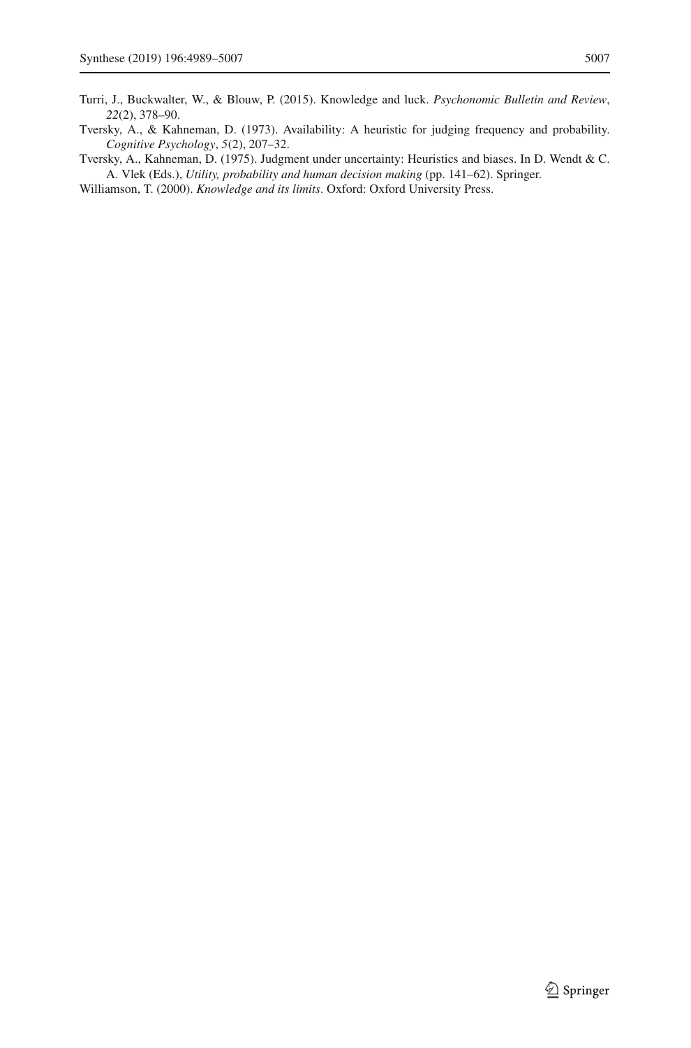Turri, J., Buckwalter, W., & Blouw, P. (2015). Knowledge and luck. *Psychonomic Bulletin and Review*, *22*(2), 378–90.

Tversky, A., & Kahneman, D. (1973). Availability: A heuristic for judging frequency and probability. *Cognitive Psychology*, *5*(2), 207–32.

Tversky, A., Kahneman, D. (1975). Judgment under uncertainty: Heuristics and biases. In D. Wendt & C. A. Vlek (Eds.), *Utility, probability and human decision making* (pp. 141–62). Springer.

Williamson, T. (2000). *Knowledge and its limits*. Oxford: Oxford University Press.